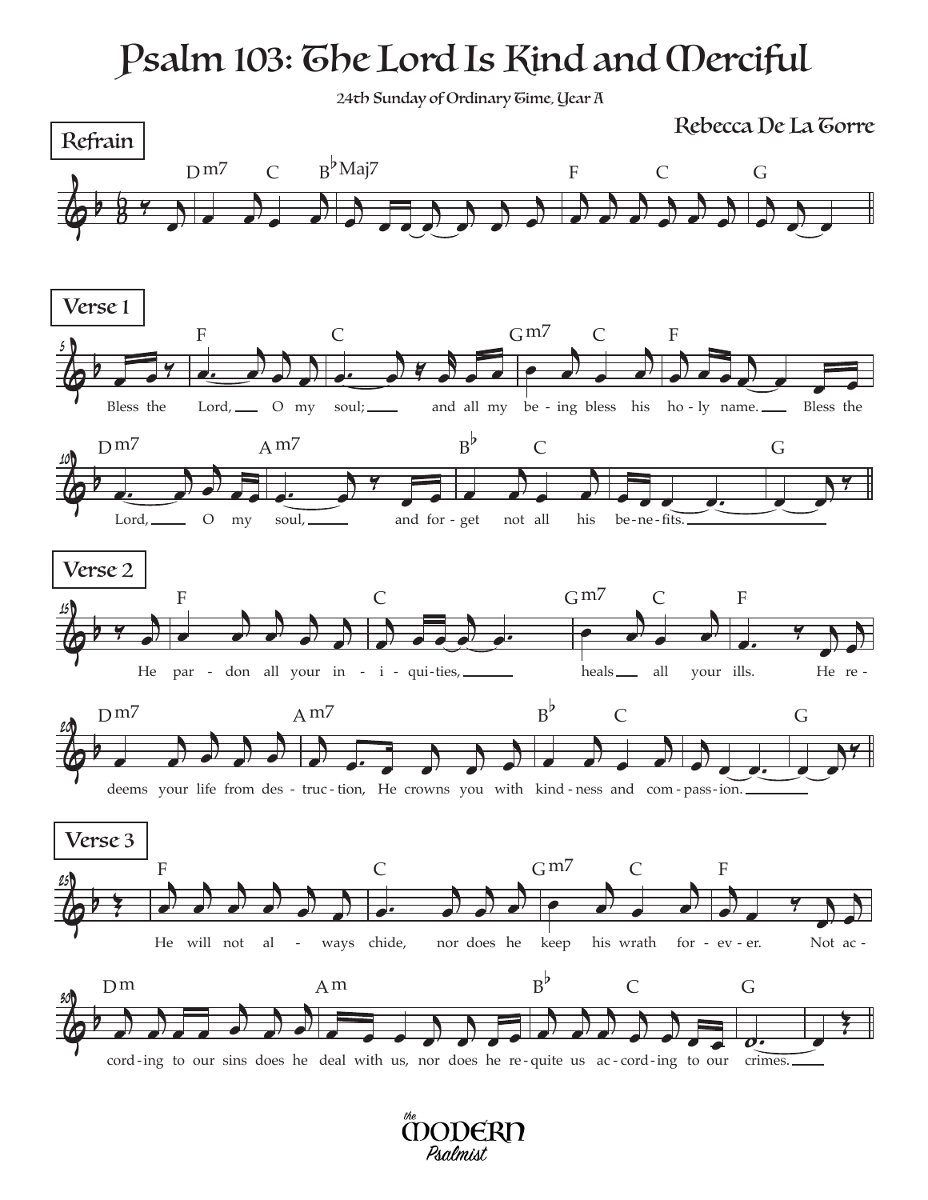# Psalm 103: The Lord Is Kind and Merciful

24th Sunday of Ordinary Time, Year A

Rebecca De La Torre

**Refrain**

Dm7 C B♭Maj7 F C G

**Verse 1**

F C Gm7 C F
Bless the Lord, O my soul; and all my be-ing bless his ho-ly name. Bless the

Dm7 Am7 B♭ C G
Lord, O my soul, and for-get not all his be-ne-fits.

**Verse 2**

F C Gm7 C F
He par-don all your in-i-qui-ties, heals all your ills. He re-

Dm7 Am7 B♭ C G
deems your life from des-truc-tion, He crowns you with kind-ness and com-pass-ion.

**Verse 3**

F C Gm7 C F
He will not al-ways chide, nor does he keep his wrath for-ev-er. Not ac-

Dm Am B♭ C G
cord-ing to our sins does he deal with us, nor does he re-quite us ac-cord-ing to our crimes.

the MODERN Psalmist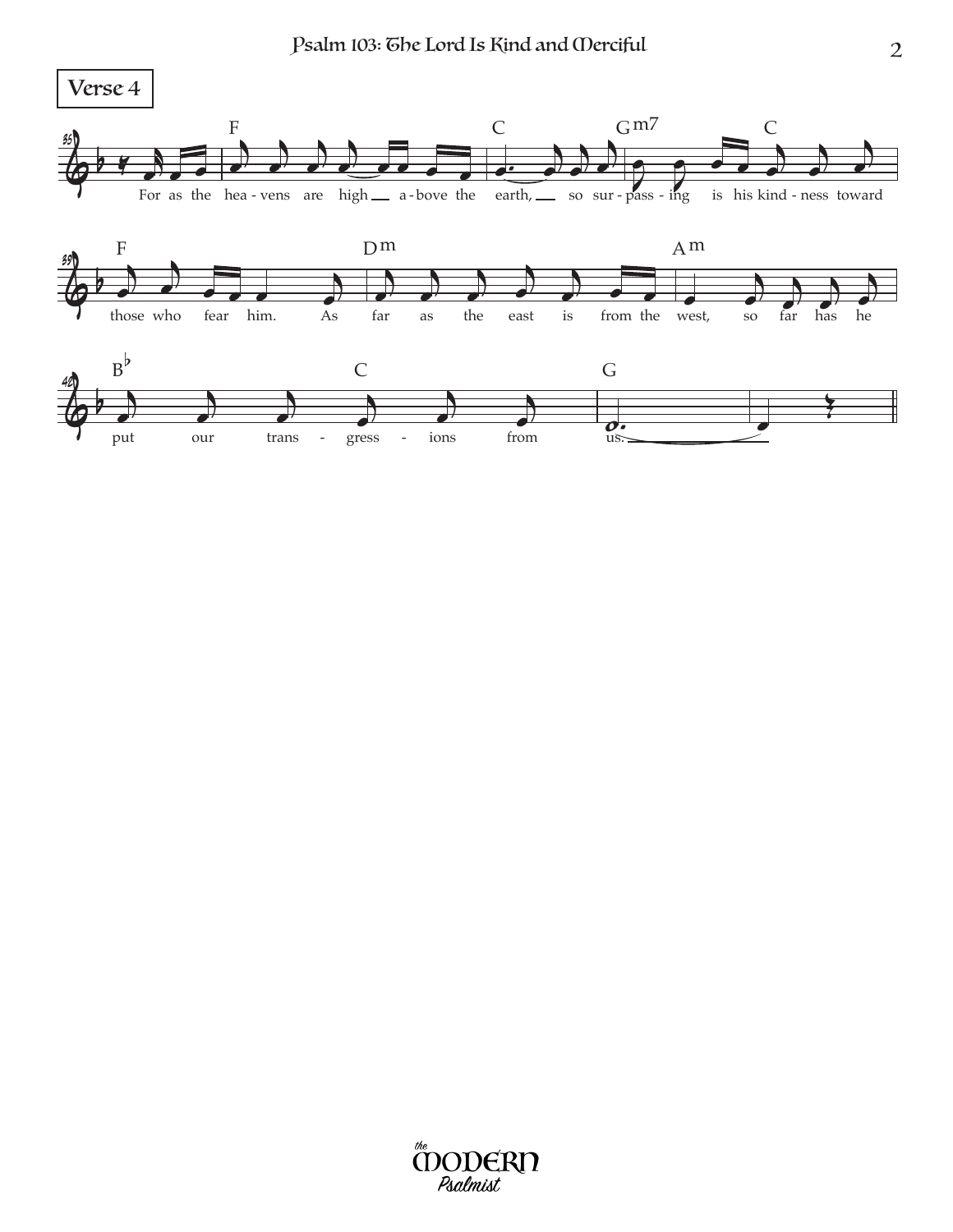**Verse 4**

F C Gm7 C

For as the hea - vens are high a - bove the earth, so sur - pass - ing is his kind - ness toward

F Dm Am

those who fear him. As far as the east is from the west, so far has he

B♭ C G

put our trans - gress - ions from us.